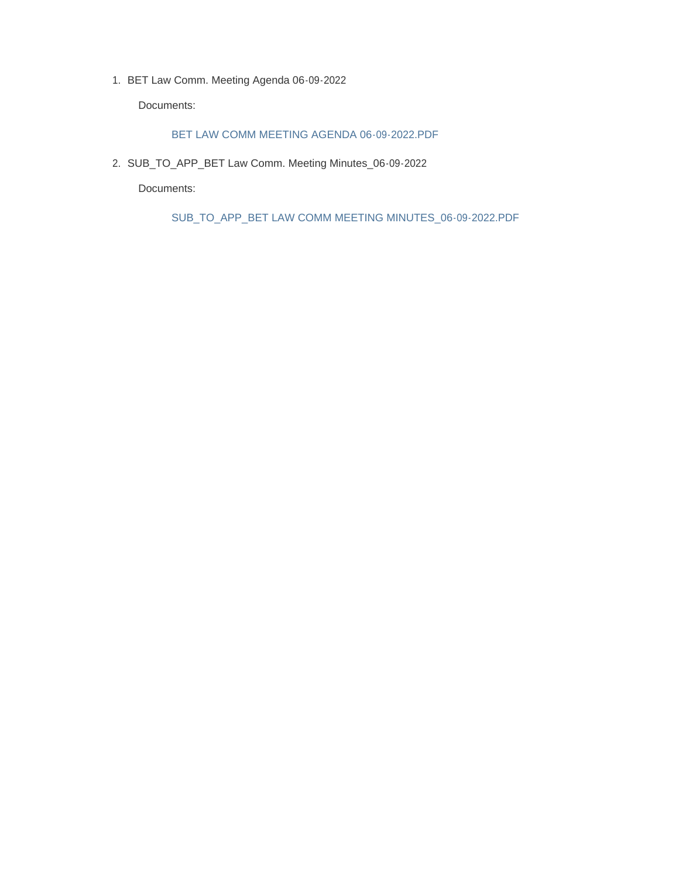1. BET Law Comm. Meeting Agenda 06-09-2022

   Documents:

   BET LAW COMM MEETING AGENDA 06-09-2022.PDF

2. SUB_TO_APP_BET Law Comm. Meeting Minutes_06-09-2022

   Documents:

   SUB_TO_APP_BET LAW COMM MEETING MINUTES_06-09-2022.PDF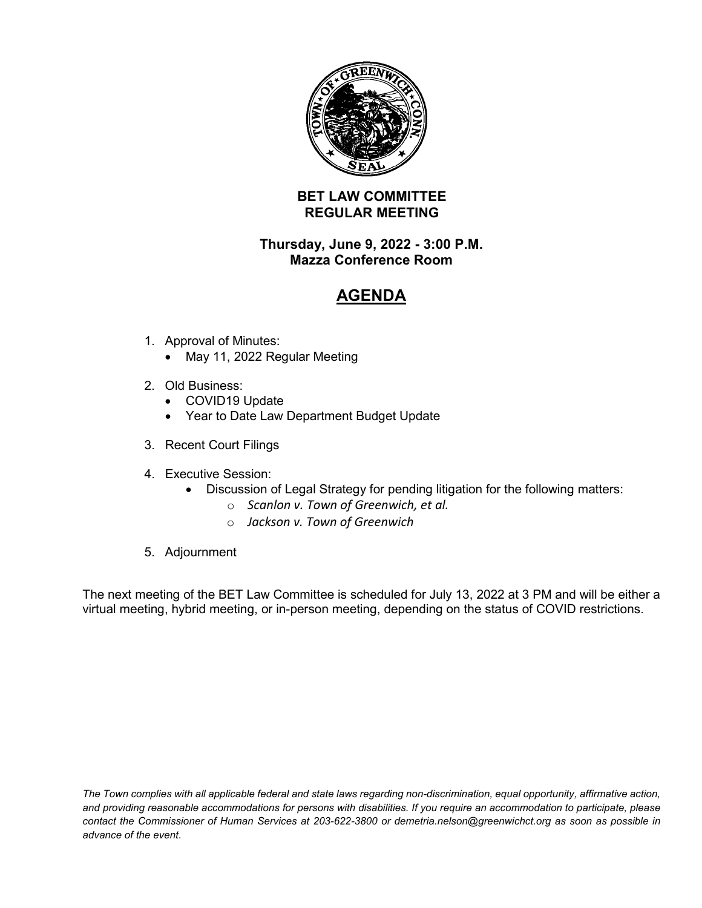## BET LAW COMMITTEE
## REGULAR MEETING

**Thursday, June 9, 2022 - 3:00 P.M.**
**Mazza Conference Room**

# AGENDA

1. Approval of Minutes:
   - May 11, 2022 Regular Meeting

2. Old Business:
   - COVID19 Update
   - Year to Date Law Department Budget Update

3. Recent Court Filings

4. Executive Session:
   - Discussion of Legal Strategy for pending litigation for the following matters:
     - *Scanlon v. Town of Greenwich, et al.*
     - *Jackson v. Town of Greenwich*

5. Adjournment

The next meeting of the BET Law Committee is scheduled for July 13, 2022 at 3 PM and will be either a virtual meeting, hybrid meeting, or in-person meeting, depending on the status of COVID restrictions.

*The Town complies with all applicable federal and state laws regarding non-discrimination, equal opportunity, affirmative action, and providing reasonable accommodations for persons with disabilities. If you require an accommodation to participate, please contact the Commissioner of Human Services at 203-622-3800 or demetria.nelson@greenwichct.org as soon as possible in advance of the event.*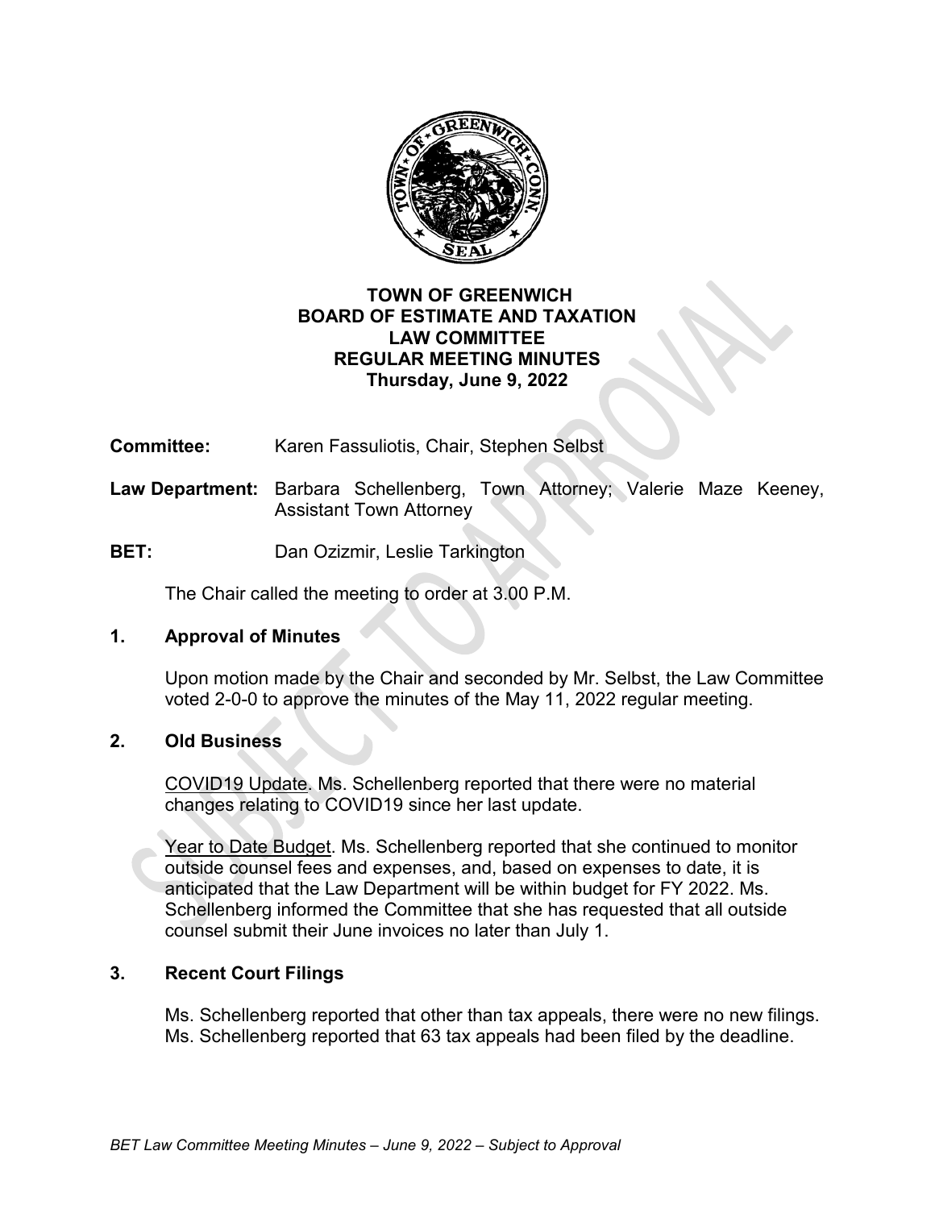**TOWN OF GREENWICH**
**BOARD OF ESTIMATE AND TAXATION**
**LAW COMMITTEE**
**REGULAR MEETING MINUTES**
**Thursday, June 9, 2022**

**Committee:** Karen Fassuliotis, Chair, Stephen Selbst

**Law Department:** Barbara Schellenberg, Town Attorney; Valerie Maze Keeney, Assistant Town Attorney

**BET:** Dan Ozizmir, Leslie Tarkington

The Chair called the meeting to order at 3.00 P.M.

## 1. Approval of Minutes

Upon motion made by the Chair and seconded by Mr. Selbst, the Law Committee voted 2-0-0 to approve the minutes of the May 11, 2022 regular meeting.

## 2. Old Business

COVID19 Update. Ms. Schellenberg reported that there were no material changes relating to COVID19 since her last update.

Year to Date Budget. Ms. Schellenberg reported that she continued to monitor outside counsel fees and expenses, and, based on expenses to date, it is anticipated that the Law Department will be within budget for FY 2022. Ms. Schellenberg informed the Committee that she has requested that all outside counsel submit their June invoices no later than July 1.

## 3. Recent Court Filings

Ms. Schellenberg reported that other than tax appeals, there were no new filings. Ms. Schellenberg reported that 63 tax appeals had been filed by the deadline.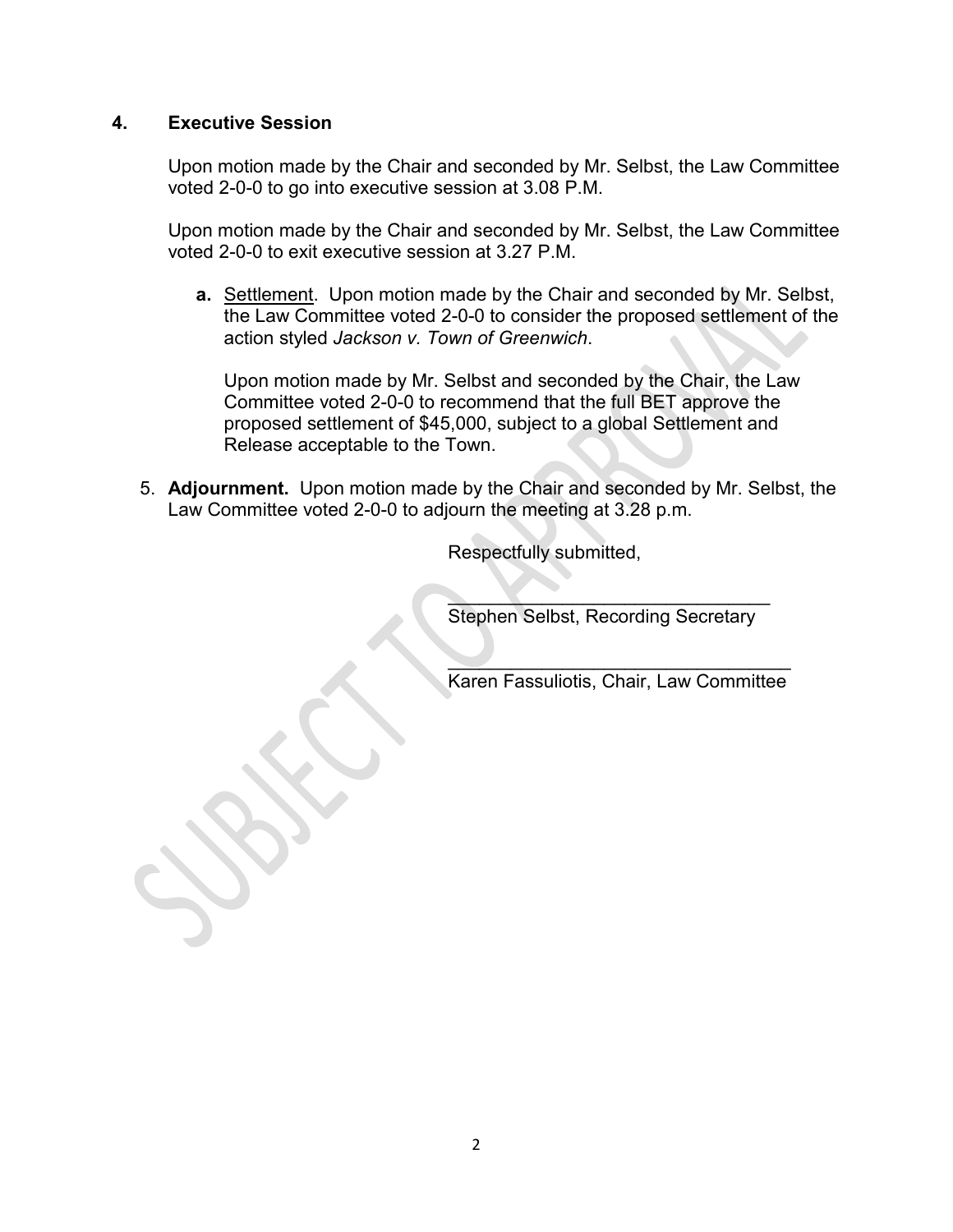## 4. Executive Session

Upon motion made by the Chair and seconded by Mr. Selbst, the Law Committee voted 2-0-0 to go into executive session at 3.08 P.M.

Upon motion made by the Chair and seconded by Mr. Selbst, the Law Committee voted 2-0-0 to exit executive session at 3.27 P.M.

**a.** Settlement. Upon motion made by the Chair and seconded by Mr. Selbst, the Law Committee voted 2-0-0 to consider the proposed settlement of the action styled *Jackson v. Town of Greenwich*.

Upon motion made by Mr. Selbst and seconded by the Chair, the Law Committee voted 2-0-0 to recommend that the full BET approve the proposed settlement of $45,000, subject to a global Settlement and Release acceptable to the Town.

5. **Adjournment.** Upon motion made by the Chair and seconded by Mr. Selbst, the Law Committee voted 2-0-0 to adjourn the meeting at 3.28 p.m.

Respectfully submitted,

\_\_\_\_\_\_\_\_\_\_\_\_\_\_\_\_\_\_\_\_\_\_\_\_\_\_\_\_\_\_\_\_
Stephen Selbst, Recording Secretary

\_\_\_\_\_\_\_\_\_\_\_\_\_\_\_\_\_\_\_\_\_\_\_\_\_\_\_\_\_\_\_\_
Karen Fassuliotis, Chair, Law Committee

SUBJECT TO APPROVAL